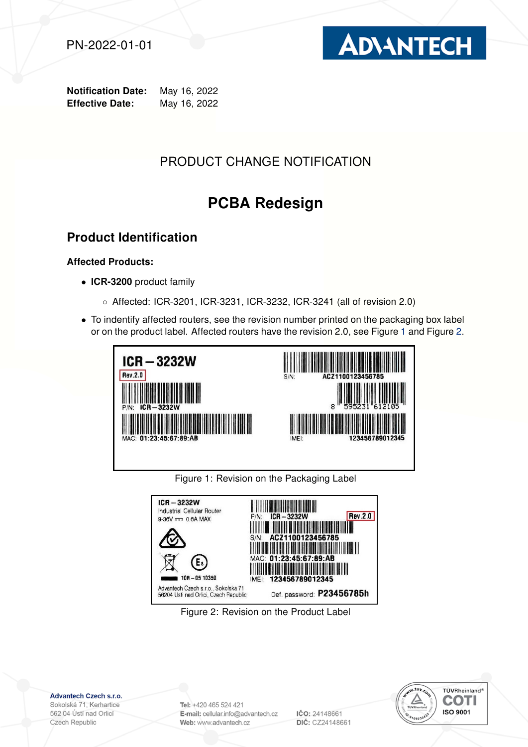PN-2022-01-01

**Notification Date:** May 16, 2022
**Effective Date:** May 16, 2022

PRODUCT CHANGE NOTIFICATION

# PCBA Redesign

## Product Identification

**Affected Products:**

- **ICR-3200** product family
  - Affected: ICR-3201, ICR-3231, ICR-3232, ICR-3241 (all of revision 2.0)
- To indentify affected routers, see the revision number printed on the packaging box label or on the product label. Affected routers have the revision 2.0, see Figure 1 and Figure 2.

Figure 1: Revision on the Packaging Label

Figure 2: Revision on the Product Label

**Advantech Czech s.r.o.**
Sokolská 71, Kerhartice
562 04 Ústí nad Orlicí
Czech Republic

**Tel:** +420 465 524 421
**E-mail:** cellular.info@advantech.cz
**Web:** www.advantech.cz

**IČO:** 24148661
**DIČ:** CZ24148661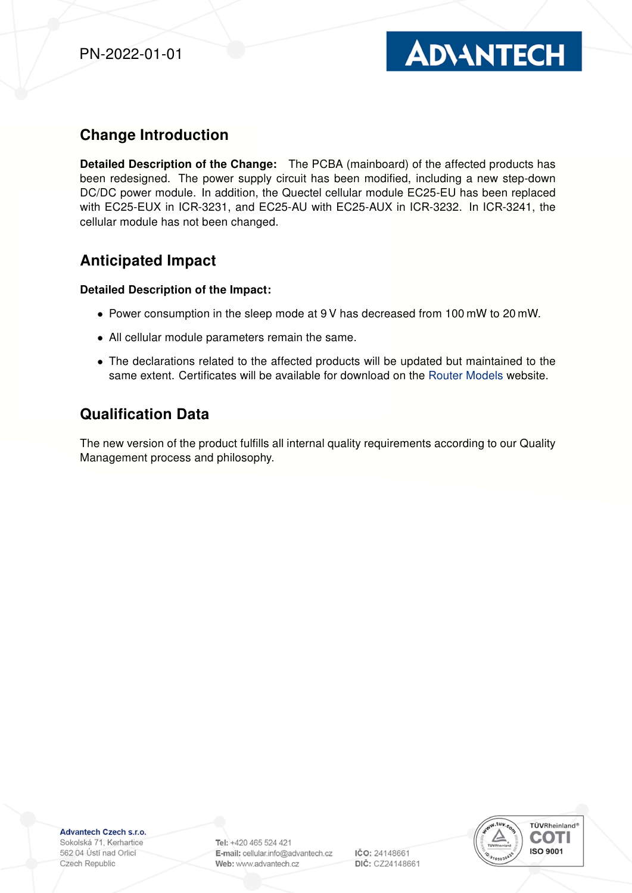## Change Introduction

**Detailed Description of the Change:** The PCBA (mainboard) of the affected products has been redesigned. The power supply circuit has been modified, including a new step-down DC/DC power module. In addition, the Quectel cellular module EC25-EU has been replaced with EC25-EUX in ICR-3231, and EC25-AU with EC25-AUX in ICR-3232. In ICR-3241, the cellular module has not been changed.

## Anticipated Impact

**Detailed Description of the Impact:**

- Power consumption in the sleep mode at 9 V has decreased from 100 mW to 20 mW.
- All cellular module parameters remain the same.
- The declarations related to the affected products will be updated but maintained to the same extent. Certificates will be available for download on the Router Models website.

## Qualification Data

The new version of the product fulfills all internal quality requirements according to our Quality Management process and philosophy.